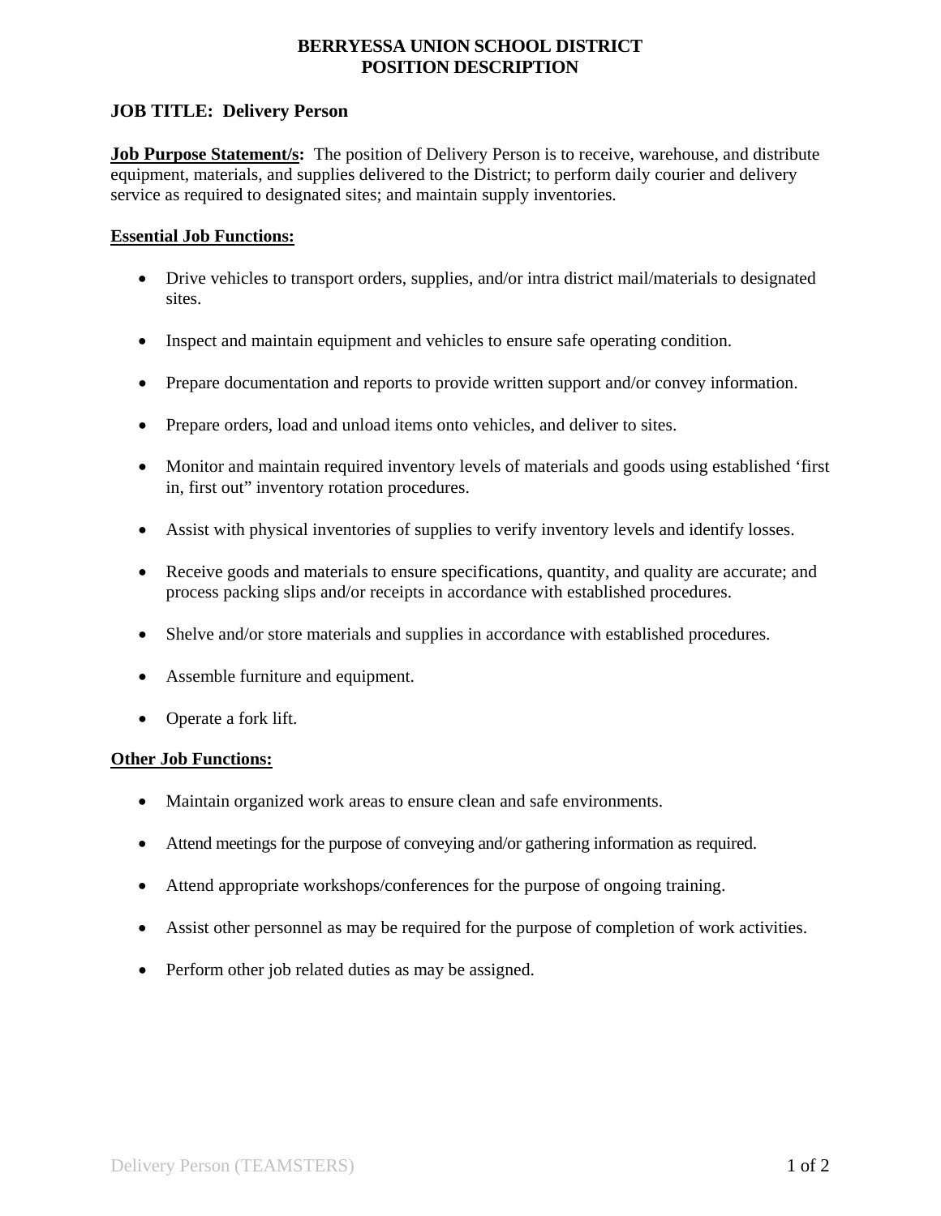# BERRYESSA UNION SCHOOL DISTRICT
# POSITION DESCRIPTION

## JOB TITLE: Delivery Person

**Job Purpose Statement/s:** The position of Delivery Person is to receive, warehouse, and distribute equipment, materials, and supplies delivered to the District; to perform daily courier and delivery service as required to designated sites; and maintain supply inventories.

**Essential Job Functions:**

- Drive vehicles to transport orders, supplies, and/or intra district mail/materials to designated sites.
- Inspect and maintain equipment and vehicles to ensure safe operating condition.
- Prepare documentation and reports to provide written support and/or convey information.
- Prepare orders, load and unload items onto vehicles, and deliver to sites.
- Monitor and maintain required inventory levels of materials and goods using established 'first in, first out" inventory rotation procedures.
- Assist with physical inventories of supplies to verify inventory levels and identify losses.
- Receive goods and materials to ensure specifications, quantity, and quality are accurate; and process packing slips and/or receipts in accordance with established procedures.
- Shelve and/or store materials and supplies in accordance with established procedures.
- Assemble furniture and equipment.
- Operate a fork lift.

**Other Job Functions:**

- Maintain organized work areas to ensure clean and safe environments.
- Attend meetings for the purpose of conveying and/or gathering information as required.
- Attend appropriate workshops/conferences for the purpose of ongoing training.
- Assist other personnel as may be required for the purpose of completion of work activities.
- Perform other job related duties as may be assigned.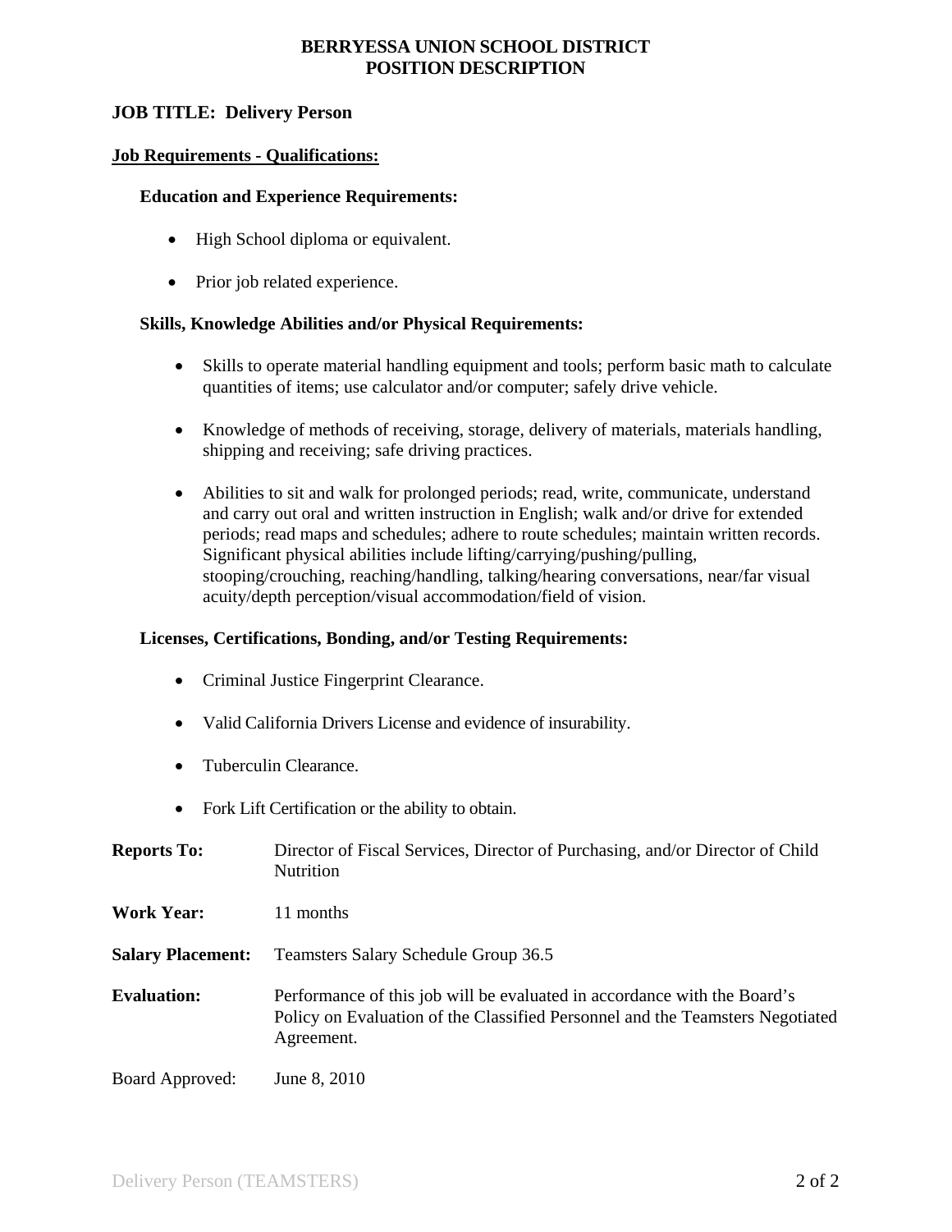**BERRYESSA UNION SCHOOL DISTRICT**
**POSITION DESCRIPTION**

## JOB TITLE: Delivery Person

### Job Requirements - Qualifications:

**Education and Experience Requirements:**

- High School diploma or equivalent.
- Prior job related experience.

**Skills, Knowledge Abilities and/or Physical Requirements:**

- Skills to operate material handling equipment and tools; perform basic math to calculate quantities of items; use calculator and/or computer; safely drive vehicle.
- Knowledge of methods of receiving, storage, delivery of materials, materials handling, shipping and receiving; safe driving practices.
- Abilities to sit and walk for prolonged periods; read, write, communicate, understand and carry out oral and written instruction in English; walk and/or drive for extended periods; read maps and schedules; adhere to route schedules; maintain written records. Significant physical abilities include lifting/carrying/pushing/pulling, stooping/crouching, reaching/handling, talking/hearing conversations, near/far visual acuity/depth perception/visual accommodation/field of vision.

**Licenses, Certifications, Bonding, and/or Testing Requirements:**

- Criminal Justice Fingerprint Clearance.
- Valid California Drivers License and evidence of insurability.
- Tuberculin Clearance.
- Fork Lift Certification or the ability to obtain.

**Reports To:** Director of Fiscal Services, Director of Purchasing, and/or Director of Child Nutrition

**Work Year:** 11 months

**Salary Placement:** Teamsters Salary Schedule Group 36.5

**Evaluation:** Performance of this job will be evaluated in accordance with the Board's Policy on Evaluation of the Classified Personnel and the Teamsters Negotiated Agreement.

Board Approved: June 8, 2010